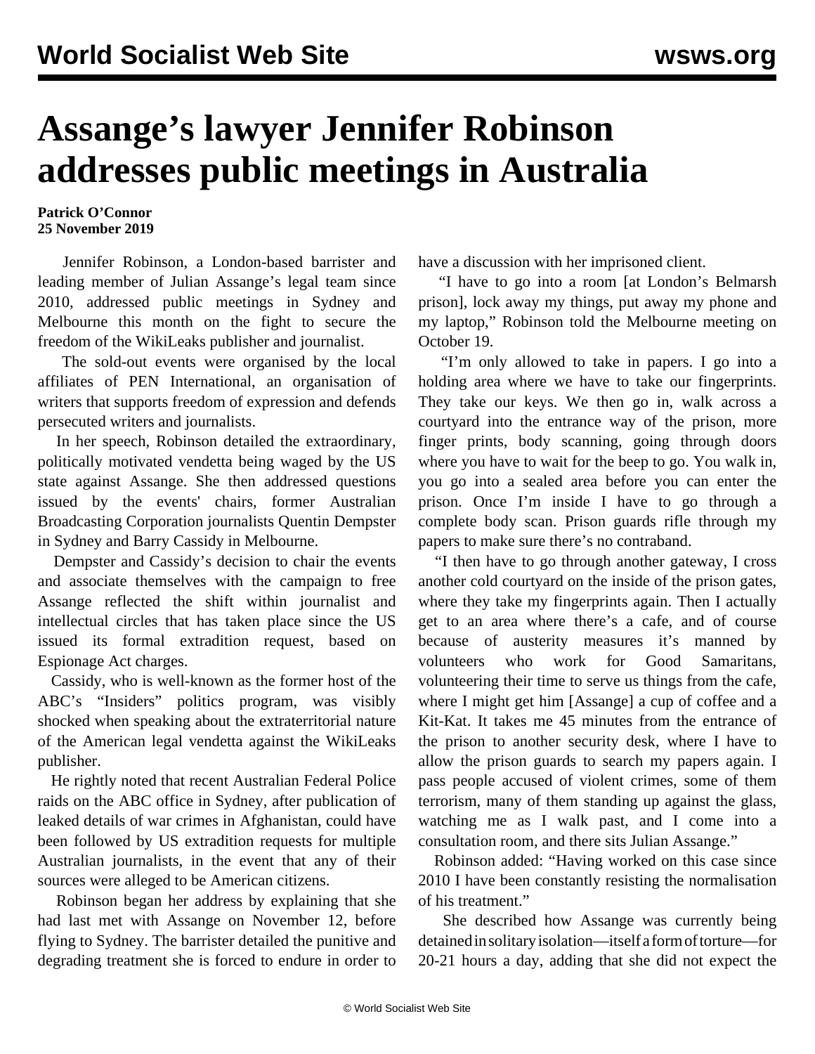# Assange's lawyer Jennifer Robinson addresses public meetings in Australia

**Patrick O'Connor**
**25 November 2019**

Jennifer Robinson, a London-based barrister and leading member of Julian Assange's legal team since 2010, addressed public meetings in Sydney and Melbourne this month on the fight to secure the freedom of the WikiLeaks publisher and journalist.

The sold-out events were organised by the local affiliates of PEN International, an organisation of writers that supports freedom of expression and defends persecuted writers and journalists.

In her speech, Robinson detailed the extraordinary, politically motivated vendetta being waged by the US state against Assange. She then addressed questions issued by the events' chairs, former Australian Broadcasting Corporation journalists Quentin Dempster in Sydney and Barry Cassidy in Melbourne.

Dempster and Cassidy's decision to chair the events and associate themselves with the campaign to free Assange reflected the shift within journalist and intellectual circles that has taken place since the US issued its formal extradition request, based on Espionage Act charges.

Cassidy, who is well-known as the former host of the ABC's "Insiders" politics program, was visibly shocked when speaking about the extraterritorial nature of the American legal vendetta against the WikiLeaks publisher.

He rightly noted that recent Australian Federal Police raids on the ABC office in Sydney, after publication of leaked details of war crimes in Afghanistan, could have been followed by US extradition requests for multiple Australian journalists, in the event that any of their sources were alleged to be American citizens.

Robinson began her address by explaining that she had last met with Assange on November 12, before flying to Sydney. The barrister detailed the punitive and degrading treatment she is forced to endure in order to have a discussion with her imprisoned client.

"I have to go into a room [at London's Belmarsh prison], lock away my things, put away my phone and my laptop," Robinson told the Melbourne meeting on October 19.

"I'm only allowed to take in papers. I go into a holding area where we have to take our fingerprints. They take our keys. We then go in, walk across a courtyard into the entrance way of the prison, more finger prints, body scanning, going through doors where you have to wait for the beep to go. You walk in, you go into a sealed area before you can enter the prison. Once I'm inside I have to go through a complete body scan. Prison guards rifle through my papers to make sure there's no contraband.

"I then have to go through another gateway, I cross another cold courtyard on the inside of the prison gates, where they take my fingerprints again. Then I actually get to an area where there's a cafe, and of course because of austerity measures it's manned by volunteers who work for Good Samaritans, volunteering their time to serve us things from the cafe, where I might get him [Assange] a cup of coffee and a Kit-Kat. It takes me 45 minutes from the entrance of the prison to another security desk, where I have to allow the prison guards to search my papers again. I pass people accused of violent crimes, some of them terrorism, many of them standing up against the glass, watching me as I walk past, and I come into a consultation room, and there sits Julian Assange."

Robinson added: "Having worked on this case since 2010 I have been constantly resisting the normalisation of his treatment."

She described how Assange was currently being detained in solitary isolation—itself a form of torture—for 20-21 hours a day, adding that she did not expect the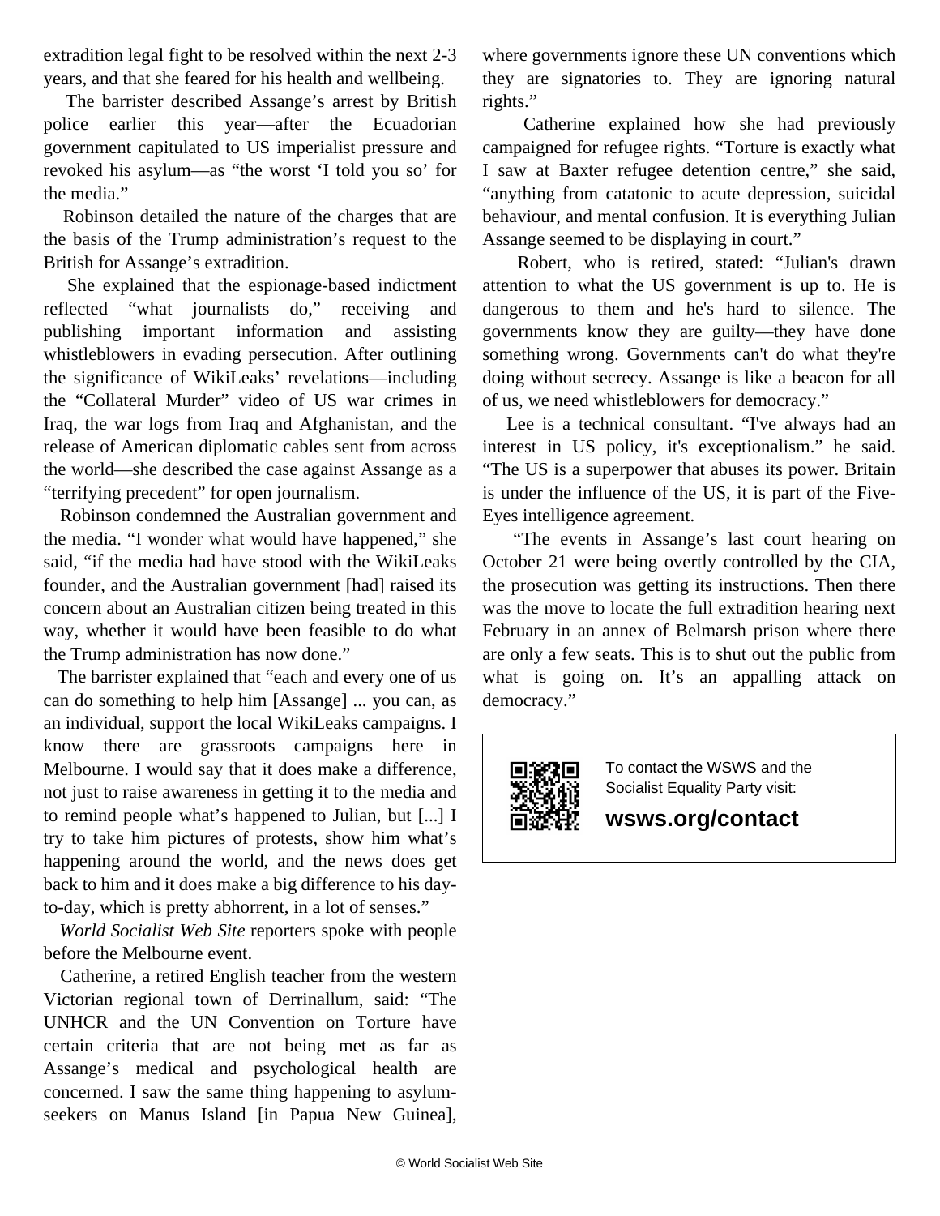extradition legal fight to be resolved within the next 2-3 years, and that she feared for his health and wellbeing.

The barrister described Assange's arrest by British police earlier this year—after the Ecuadorian government capitulated to US imperialist pressure and revoked his asylum—as "the worst 'I told you so' for the media."

Robinson detailed the nature of the charges that are the basis of the Trump administration's request to the British for Assange's extradition.

She explained that the espionage-based indictment reflected "what journalists do," receiving and publishing important information and assisting whistleblowers in evading persecution. After outlining the significance of WikiLeaks' revelations—including the "Collateral Murder" video of US war crimes in Iraq, the war logs from Iraq and Afghanistan, and the release of American diplomatic cables sent from across the world—she described the case against Assange as a "terrifying precedent" for open journalism.

Robinson condemned the Australian government and the media. "I wonder what would have happened," she said, "if the media had have stood with the WikiLeaks founder, and the Australian government [had] raised its concern about an Australian citizen being treated in this way, whether it would have been feasible to do what the Trump administration has now done."

The barrister explained that "each and every one of us can do something to help him [Assange] ... you can, as an individual, support the local WikiLeaks campaigns. I know there are grassroots campaigns here in Melbourne. I would say that it does make a difference, not just to raise awareness in getting it to the media and to remind people what's happened to Julian, but [...] I try to take him pictures of protests, show him what's happening around the world, and the news does get back to him and it does make a big difference to his day-to-day, which is pretty abhorrent, in a lot of senses."

*World Socialist Web Site* reporters spoke with people before the Melbourne event.

Catherine, a retired English teacher from the western Victorian regional town of Derrinallum, said: "The UNHCR and the UN Convention on Torture have certain criteria that are not being met as far as Assange's medical and psychological health are concerned. I saw the same thing happening to asylum-seekers on Manus Island [in Papua New Guinea], where governments ignore these UN conventions which they are signatories to. They are ignoring natural rights."

Catherine explained how she had previously campaigned for refugee rights. "Torture is exactly what I saw at Baxter refugee detention centre," she said, "anything from catatonic to acute depression, suicidal behaviour, and mental confusion. It is everything Julian Assange seemed to be displaying in court."

Robert, who is retired, stated: "Julian's drawn attention to what the US government is up to. He is dangerous to them and he's hard to silence. The governments know they are guilty—they have done something wrong. Governments can't do what they're doing without secrecy. Assange is like a beacon for all of us, we need whistleblowers for democracy."

Lee is a technical consultant. "I've always had an interest in US policy, it's exceptionalism." he said. "The US is a superpower that abuses its power. Britain is under the influence of the US, it is part of the Five-Eyes intelligence agreement.

"The events in Assange's last court hearing on October 21 were being overtly controlled by the CIA, the prosecution was getting its instructions. Then there was the move to locate the full extradition hearing next February in an annex of Belmarsh prison where there are only a few seats. This is to shut out the public from what is going on. It's an appalling attack on democracy."

To contact the WSWS and the Socialist Equality Party visit:

**wsws.org/contact**